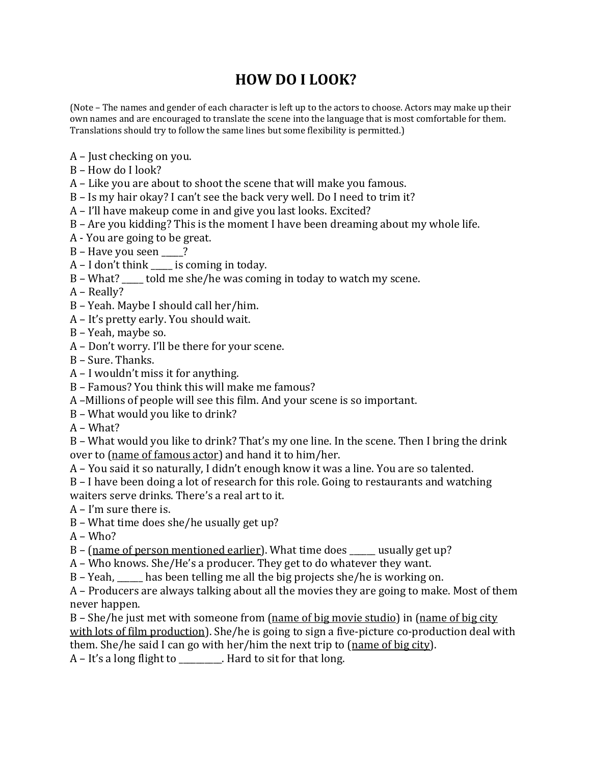# HOW DO I LOOK?

(Note – The names and gender of each character is left up to the actors to choose. Actors may make up their own names and are encouraged to translate the scene into the language that is most comfortable for them. Translations should try to follow the same lines but some flexibility is permitted.)

A – Just checking on you.
B – How do I look?
A – Like you are about to shoot the scene that will make you famous.
B – Is my hair okay? I can't see the back very well. Do I need to trim it?
A – I'll have makeup come in and give you last looks. Excited?
B – Are you kidding? This is the moment I have been dreaming about my whole life.
A - You are going to be great.
B – Have you seen _____?
A – I don't think _____ is coming in today.
B – What? _____ told me she/he was coming in today to watch my scene.
A – Really?
B – Yeah. Maybe I should call her/him.
A – It's pretty early. You should wait.
B – Yeah, maybe so.
A – Don't worry. I'll be there for your scene.
B – Sure. Thanks.
A – I wouldn't miss it for anything.
B – Famous? You think this will make me famous?
A –Millions of people will see this film. And your scene is so important.
B – What would you like to drink?
A – What?
B – What would you like to drink? That's my one line. In the scene. Then I bring the drink over to (<u>name of famous actor</u>) and hand it to him/her.
A – You said it so naturally, I didn't enough know it was a line. You are so talented.
B – I have been doing a lot of research for this role. Going to restaurants and watching waiters serve drinks. There's a real art to it.
A – I'm sure there is.
B – What time does she/he usually get up?
A – Who?
B – (<u>name of person mentioned earlier</u>). What time does ______ usually get up?
A – Who knows. She/He's a producer. They get to do whatever they want.
B – Yeah, ______ has been telling me all the big projects she/he is working on.
A – Producers are always talking about all the movies they are going to make. Most of them never happen.
B – She/he just met with someone from (<u>name of big movie studio</u>) in (<u>name of big city with lots of film production</u>). She/he is going to sign a five-picture co-production deal with them. She/he said I can go with her/him the next trip to (<u>name of big city</u>).
A – It's a long flight to __________. Hard to sit for that long.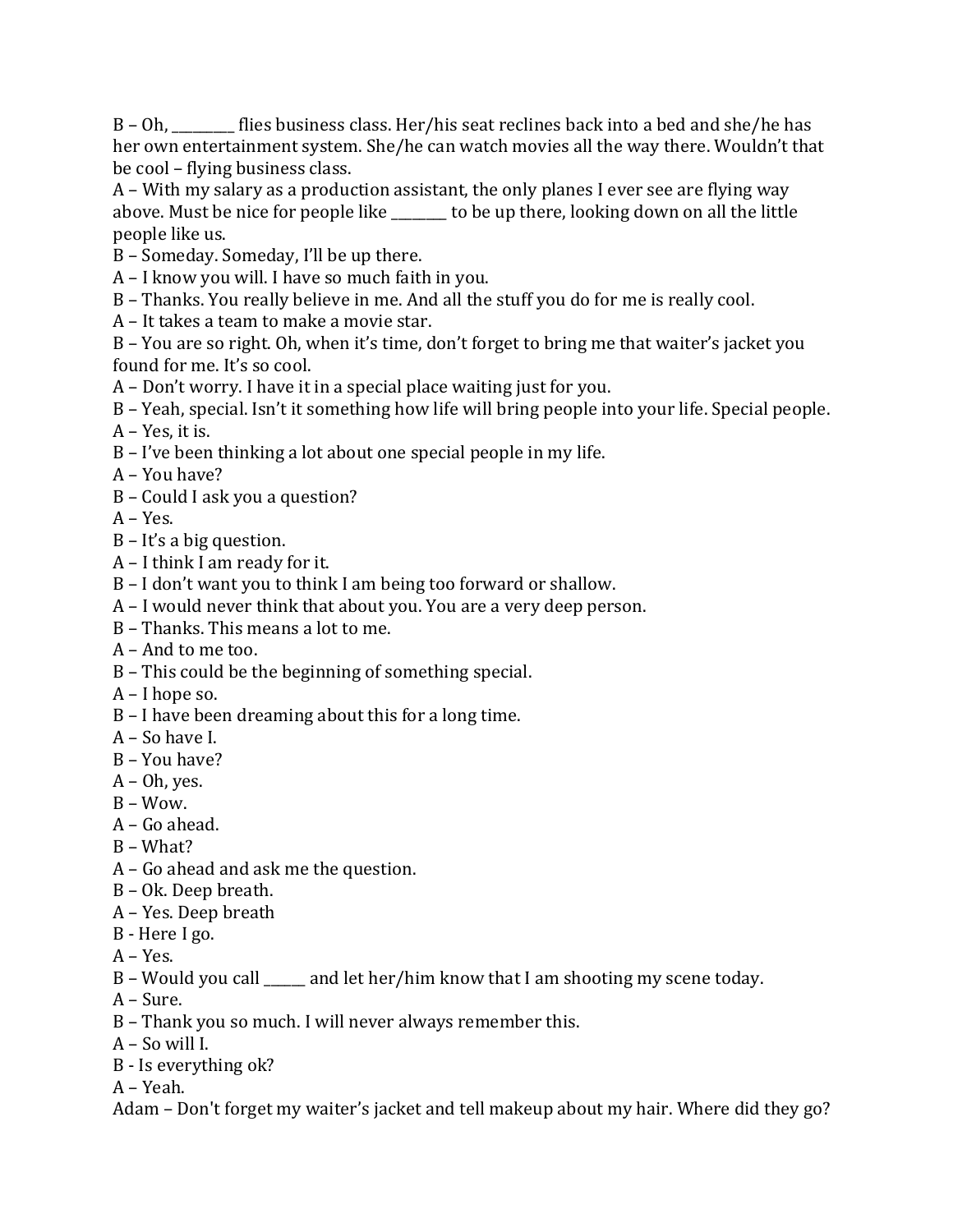B – Oh, _________ flies business class. Her/his seat reclines back into a bed and she/he has her own entertainment system. She/he can watch movies all the way there. Wouldn't that be cool – flying business class.

A – With my salary as a production assistant, the only planes I ever see are flying way above. Must be nice for people like ________ to be up there, looking down on all the little people like us.

B – Someday. Someday, I'll be up there.

A – I know you will. I have so much faith in you.

B – Thanks. You really believe in me. And all the stuff you do for me is really cool.

A – It takes a team to make a movie star.

B – You are so right. Oh, when it's time, don't forget to bring me that waiter's jacket you found for me. It's so cool.

A – Don't worry. I have it in a special place waiting just for you.

B – Yeah, special. Isn't it something how life will bring people into your life. Special people.

A – Yes, it is.

B – I've been thinking a lot about one special people in my life.

A – You have?

B – Could I ask you a question?

A – Yes.

B – It's a big question.

A – I think I am ready for it.

B – I don't want you to think I am being too forward or shallow.

A – I would never think that about you. You are a very deep person.

B – Thanks. This means a lot to me.

A – And to me too.

B – This could be the beginning of something special.

A – I hope so.

B – I have been dreaming about this for a long time.

A – So have I.

B – You have?

A – Oh, yes.

B – Wow.

A – Go ahead.

B – What?

A – Go ahead and ask me the question.

B – Ok. Deep breath.

A – Yes. Deep breath

B - Here I go.

A – Yes.

B – Would you call ______ and let her/him know that I am shooting my scene today.

A – Sure.

B – Thank you so much. I will never always remember this.

A – So will I.

B - Is everything ok?

A – Yeah.

Adam – Don't forget my waiter's jacket and tell makeup about my hair. Where did they go?